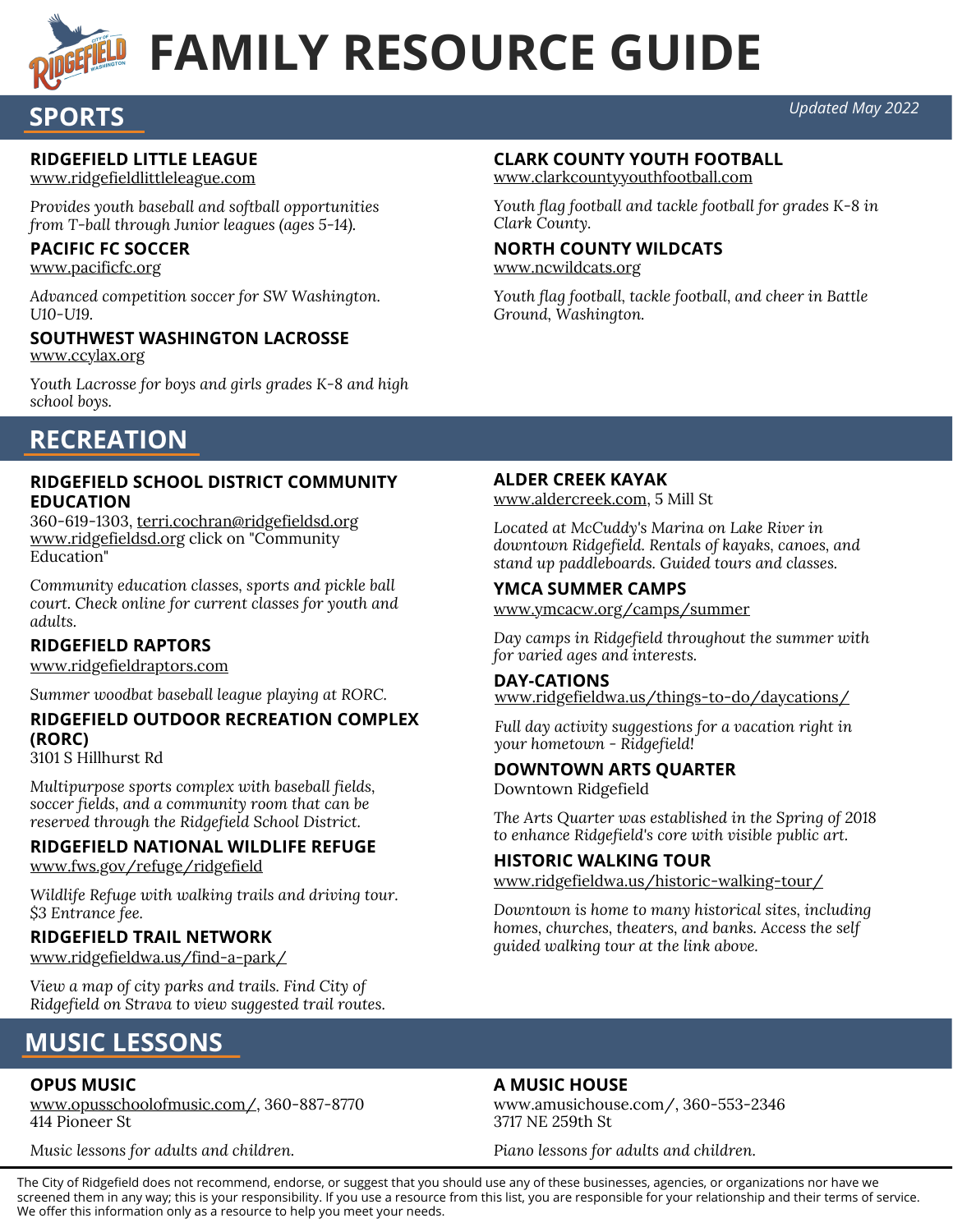# FAMILY RESOURCE GUIDE

*Updated May 2022*

## SPORTS

### RIDGEFIELD LITTLE LEAGUE
www.ridgefieldlittleleague.com

*Provides youth baseball and softball opportunities from T-ball through Junior leagues (ages 5-14).*

### PACIFIC FC SOCCER
www.pacificfc.org

*Advanced competition soccer for SW Washington. U10-U19.*

### SOUTHWEST WASHINGTON LACROSSE
www.ccylax.org

*Youth Lacrosse for boys and girls grades K-8 and high school boys.*

### CLARK COUNTY YOUTH FOOTBALL
www.clarkcountyyouthfootball.com

*Youth flag football and tackle football for grades K-8 in Clark County.*

### NORTH COUNTY WILDCATS
www.ncwildcats.org

*Youth flag football, tackle football, and cheer in Battle Ground, Washington.*

## RECREATION

### RIDGEFIELD SCHOOL DISTRICT COMMUNITY EDUCATION
360-619-1303, terri.cochran@ridgefieldsd.org
www.ridgefieldsd.org click on "Community Education"

*Community education classes, sports and pickle ball court. Check online for current classes for youth and adults.*

### RIDGEFIELD RAPTORS
www.ridgefieldraptors.com

*Summer woodbat baseball league playing at RORC.*

### RIDGEFIELD OUTDOOR RECREATION COMPLEX (RORC)
3101 S Hillhurst Rd

*Multipurpose sports complex with baseball fields, soccer fields, and a community room that can be reserved through the Ridgefield School District.*

### RIDGEFIELD NATIONAL WILDLIFE REFUGE
www.fws.gov/refuge/ridgefield

*Wildlife Refuge with walking trails and driving tour. $3 Entrance fee.*

### RIDGEFIELD TRAIL NETWORK
www.ridgefieldwa.us/find-a-park/

*View a map of city parks and trails. Find City of Ridgefield on Strava to view suggested trail routes.*

### ALDER CREEK KAYAK
www.aldercreek.com, 5 Mill St

*Located at McCuddy's Marina on Lake River in downtown Ridgefield. Rentals of kayaks, canoes, and stand up paddleboards. Guided tours and classes.*

### YMCA SUMMER CAMPS
www.ymcacw.org/camps/summer

*Day camps in Ridgefield throughout the summer with for varied ages and interests.*

### DAY-CATIONS
www.ridgefieldwa.us/things-to-do/daycations/

*Full day activity suggestions for a vacation right in your hometown - Ridgefield!*

### DOWNTOWN ARTS QUARTER
Downtown Ridgefield

*The Arts Quarter was established in the Spring of 2018 to enhance Ridgefield's core with visible public art.*

### HISTORIC WALKING TOUR
www.ridgefieldwa.us/historic-walking-tour/

*Downtown is home to many historical sites, including homes, churches, theaters, and banks. Access the self guided walking tour at the link above.*

## MUSIC LESSONS

### OPUS MUSIC
www.opusschoolofmusic.com/, 360-887-8770
414 Pioneer St

*Music lessons for adults and children.*

### A MUSIC HOUSE
www.amusichouse.com/, 360-553-2346
3717 NE 259th St

*Piano lessons for adults and children.*

The City of Ridgefield does not recommend, endorse, or suggest that you should use any of these businesses, agencies, or organizations nor have we screened them in any way; this is your responsibility. If you use a resource from this list, you are responsible for your relationship and their terms of service. We offer this information only as a resource to help you meet your needs.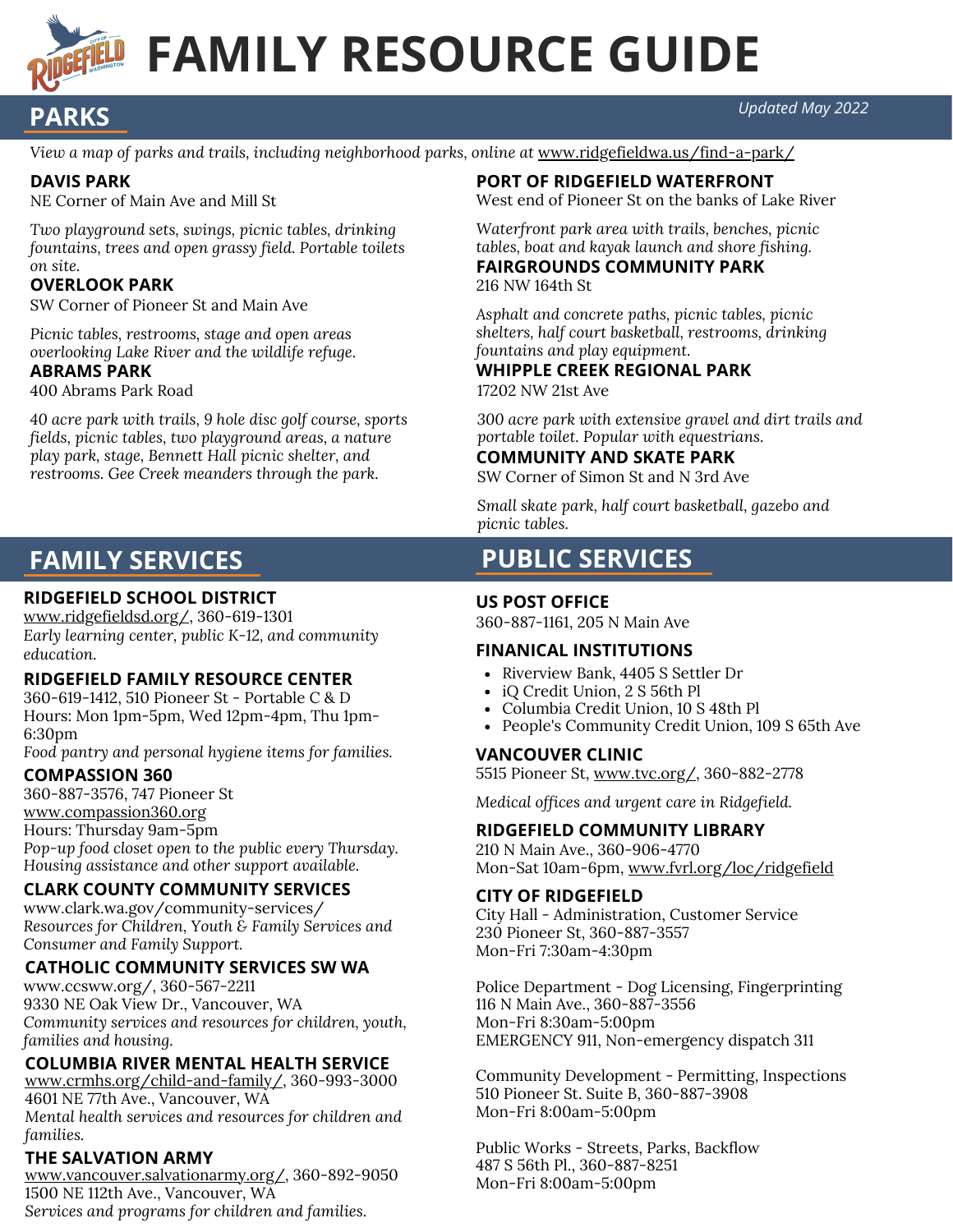# FAMILY RESOURCE GUIDE

## PARKS

*Updated May 2022*

*View a map of parks and trails, including neighborhood parks, online at* www.ridgefieldwa.us/find-a-park/

### DAVIS PARK

NE Corner of Main Ave and Mill St

*Two playground sets, swings, picnic tables, drinking fountains, trees and open grassy field. Portable toilets on site.*

### OVERLOOK PARK

SW Corner of Pioneer St and Main Ave

*Picnic tables, restrooms, stage and open areas overlooking Lake River and the wildlife refuge.*

### ABRAMS PARK

400 Abrams Park Road

*40 acre park with trails, 9 hole disc golf course, sports fields, picnic tables, two playground areas, a nature play park, stage, Bennett Hall picnic shelter, and restrooms. Gee Creek meanders through the park.*

### PORT OF RIDGEFIELD WATERFRONT

West end of Pioneer St on the banks of Lake River

*Waterfront park area with trails, benches, picnic tables, boat and kayak launch and shore fishing.*

### FAIRGROUNDS COMMUNITY PARK

216 NW 164th St

*Asphalt and concrete paths, picnic tables, picnic shelters, half court basketball, restrooms, drinking fountains and play equipment.*

### WHIPPLE CREEK REGIONAL PARK

17202 NW 21st Ave

*300 acre park with extensive gravel and dirt trails and portable toilet. Popular with equestrians.*

### COMMUNITY AND SKATE PARK

SW Corner of Simon St and N 3rd Ave

*Small skate park, half court basketball, gazebo and picnic tables.*

## FAMILY SERVICES

### RIDGEFIELD SCHOOL DISTRICT

www.ridgefieldsd.org/, 360-619-1301
*Early learning center, public K-12, and community education.*

### RIDGEFIELD FAMILY RESOURCE CENTER

360-619-1412, 510 Pioneer St - Portable C & D
Hours: Mon 1pm-5pm, Wed 12pm-4pm, Thu 1pm-6:30pm
*Food pantry and personal hygiene items for families.*

### COMPASSION 360

360-887-3576, 747 Pioneer St
www.compassion360.org
Hours: Thursday 9am-5pm
*Pop-up food closet open to the public every Thursday. Housing assistance and other support available.*

### CLARK COUNTY COMMUNITY SERVICES

www.clark.wa.gov/community-services/
*Resources for Children, Youth & Family Services and Consumer and Family Support.*

### CATHOLIC COMMUNITY SERVICES SW WA

www.ccsww.org/, 360-567-2211
9330 NE Oak View Dr., Vancouver, WA
*Community services and resources for children, youth, families and housing.*

### COLUMBIA RIVER MENTAL HEALTH SERVICE

www.crmhs.org/child-and-family/, 360-993-3000
4601 NE 77th Ave., Vancouver, WA
*Mental health services and resources for children and families.*

### THE SALVATION ARMY

www.vancouver.salvationarmy.org/, 360-892-9050
1500 NE 112th Ave., Vancouver, WA
*Services and programs for children and families.*

## PUBLIC SERVICES

### US POST OFFICE

360-887-1161, 205 N Main Ave

### FINANICAL INSTITUTIONS

- Riverview Bank, 4405 S Settler Dr
- iQ Credit Union, 2 S 56th Pl
- Columbia Credit Union, 10 S 48th Pl
- People's Community Credit Union, 109 S 65th Ave

### VANCOUVER CLINIC

5515 Pioneer St, www.tvc.org/, 360-882-2778

*Medical offices and urgent care in Ridgefield.*

### RIDGEFIELD COMMUNITY LIBRARY

210 N Main Ave., 360-906-4770
Mon-Sat 10am-6pm, www.fvrl.org/loc/ridgefield

### CITY OF RIDGEFIELD

City Hall - Administration, Customer Service
230 Pioneer St, 360-887-3557
Mon-Fri 7:30am-4:30pm

Police Department - Dog Licensing, Fingerprinting
116 N Main Ave., 360-887-3556
Mon-Fri 8:30am-5:00pm
EMERGENCY 911, Non-emergency dispatch 311

Community Development - Permitting, Inspections
510 Pioneer St. Suite B, 360-887-3908
Mon-Fri 8:00am-5:00pm

Public Works - Streets, Parks, Backflow
487 S 56th Pl., 360-887-8251
Mon-Fri 8:00am-5:00pm